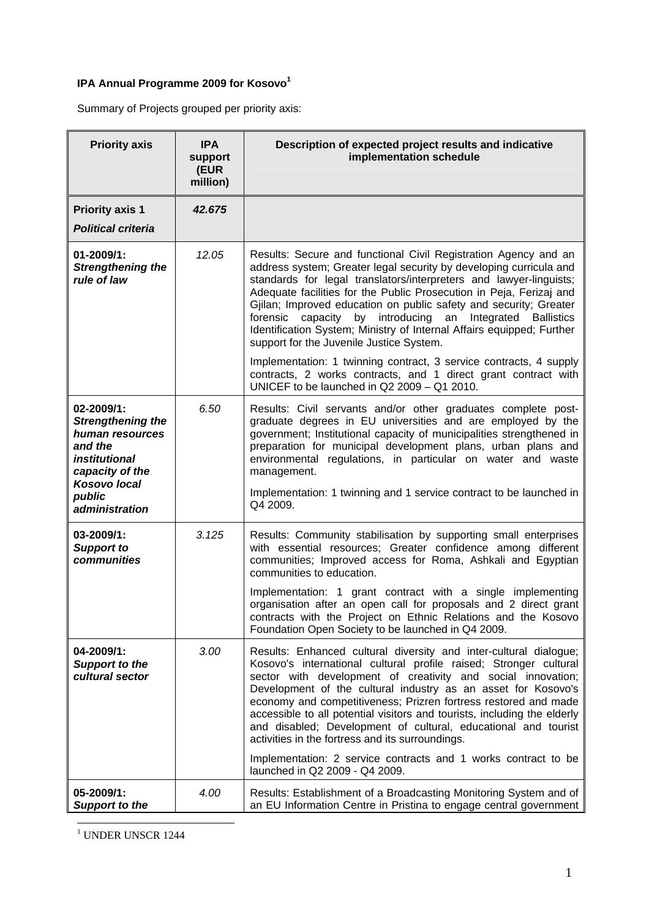**IPA Annual Programme 2009 for Kosovo**[1]

Summary of Projects grouped per priority axis:

| Priority axis | IPA support (EUR million) | Description of expected project results and indicative implementation schedule |
|---|---|---|
| **Priority axis 1** ***Political criteria*** | ***42.675*** | |
| **01-2009/1:** ***Strengthening the rule of law*** | *12.05* | Results: Secure and functional Civil Registration Agency and an address system; Greater legal security by developing curricula and standards for legal translators/interpreters and lawyer-linguists; Adequate facilities for the Public Prosecution in Peja, Ferizaj and Gjilan; Improved education on public safety and security; Greater forensic capacity by introducing an Integrated Ballistics Identification System; Ministry of Internal Affairs equipped; Further support for the Juvenile Justice System.<br><br>Implementation: 1 twinning contract, 3 service contracts, 4 supply contracts, 2 works contracts, and 1 direct grant contract with UNICEF to be launched in Q2 2009 – Q1 2010. |
| **02-2009/1:** ***Strengthening the human resources and the institutional capacity of the Kosovo local public administration*** | *6.50* | Results: Civil servants and/or other graduates complete post-graduate degrees in EU universities and are employed by the government; Institutional capacity of municipalities strengthened in preparation for municipal development plans, urban plans and environmental regulations, in particular on water and waste management.<br><br>Implementation: 1 twinning and 1 service contract to be launched in Q4 2009. |
| **03-2009/1:** ***Support to communities*** | *3.125* | Results: Community stabilisation by supporting small enterprises with essential resources; Greater confidence among different communities; Improved access for Roma, Ashkali and Egyptian communities to education.<br><br>Implementation: 1 grant contract with a single implementing organisation after an open call for proposals and 2 direct grant contracts with the Project on Ethnic Relations and the Kosovo Foundation Open Society to be launched in Q4 2009. |
| **04-2009/1:** ***Support to the cultural sector*** | *3.00* | Results: Enhanced cultural diversity and inter-cultural dialogue; Kosovo's international cultural profile raised; Stronger cultural sector with development of creativity and social innovation; Development of the cultural industry as an asset for Kosovo's economy and competitiveness; Prizren fortress restored and made accessible to all potential visitors and tourists, including the elderly and disabled; Development of cultural, educational and tourist activities in the fortress and its surroundings.<br><br>Implementation: 2 service contracts and 1 works contract to be launched in Q2 2009 - Q4 2009. |
| **05-2009/1:** ***Support to the*** | *4.00* | Results: Establishment of a Broadcasting Monitoring System and of an EU Information Centre in Pristina to engage central government |

[1] UNDER UNSCR 1244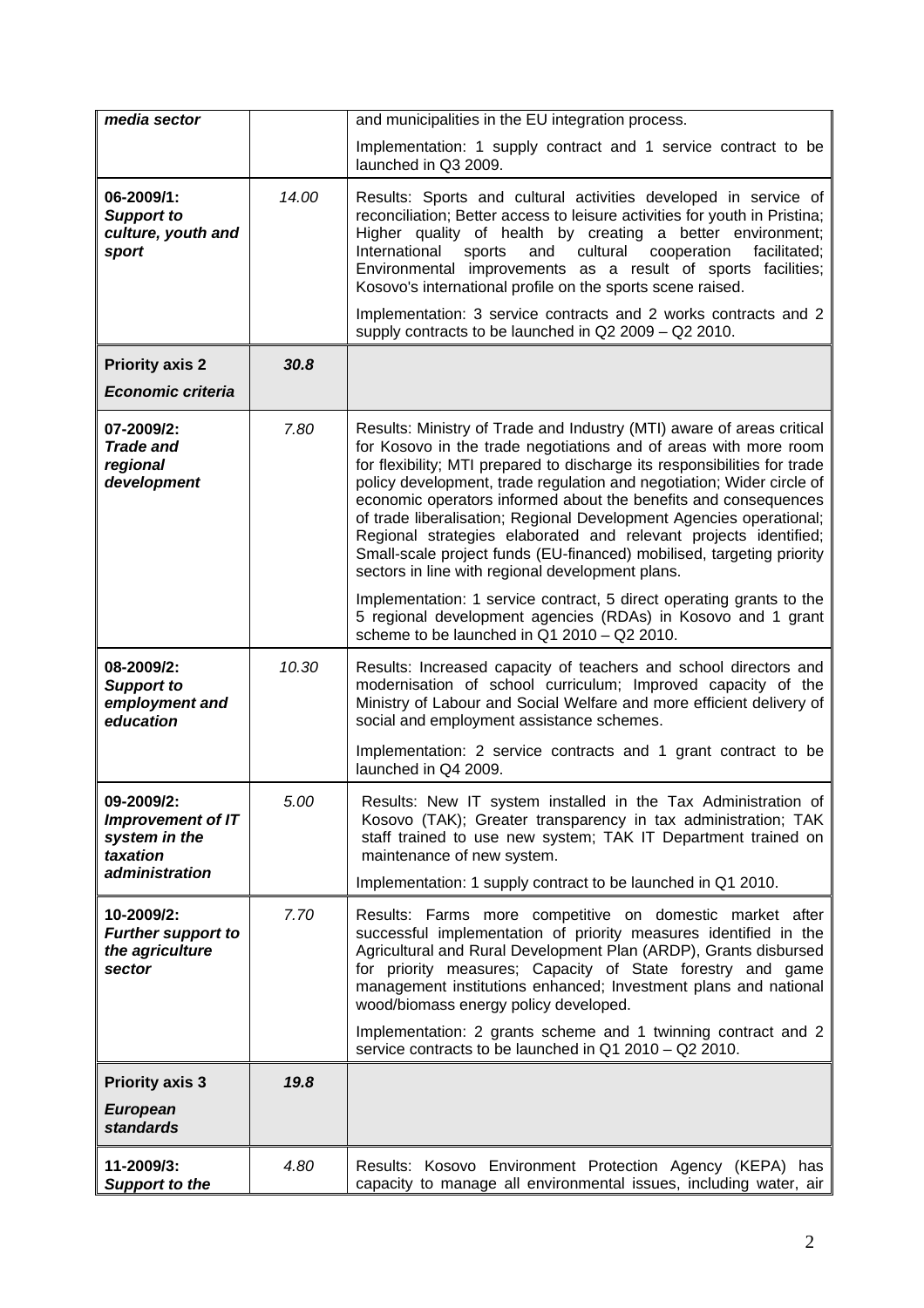| | | |
|---|---|---|
| ***media sector*** | | and municipalities in the EU integration process.<br><br>Implementation: 1 supply contract and 1 service contract to be launched in Q3 2009. |
| **06-2009/1:**<br>***Support to culture, youth and sport*** | *14.00* | Results: Sports and cultural activities developed in service of reconciliation; Better access to leisure activities for youth in Pristina; Higher quality of health by creating a better environment; International sports and cultural cooperation facilitated; Environmental improvements as a result of sports facilities; Kosovo's international profile on the sports scene raised.<br><br>Implementation: 3 service contracts and 2 works contracts and 2 supply contracts to be launched in Q2 2009 – Q2 2010. |
| **Priority axis 2**<br>***Economic criteria*** | ***30.8*** | |
| **07-2009/2:**<br>***Trade and regional development*** | *7.80* | Results: Ministry of Trade and Industry (MTI) aware of areas critical for Kosovo in the trade negotiations and of areas with more room for flexibility; MTI prepared to discharge its responsibilities for trade policy development, trade regulation and negotiation; Wider circle of economic operators informed about the benefits and consequences of trade liberalisation; Regional Development Agencies operational; Regional strategies elaborated and relevant projects identified; Small-scale project funds (EU-financed) mobilised, targeting priority sectors in line with regional development plans.<br><br>Implementation: 1 service contract, 5 direct operating grants to the 5 regional development agencies (RDAs) in Kosovo and 1 grant scheme to be launched in Q1 2010 – Q2 2010. |
| **08-2009/2:**<br>***Support to employment and education*** | *10.30* | Results: Increased capacity of teachers and school directors and modernisation of school curriculum; Improved capacity of the Ministry of Labour and Social Welfare and more efficient delivery of social and employment assistance schemes.<br><br>Implementation: 2 service contracts and 1 grant contract to be launched in Q4 2009. |
| **09-2009/2:**<br>***Improvement of IT system in the taxation administration*** | *5.00* | Results: New IT system installed in the Tax Administration of Kosovo (TAK); Greater transparency in tax administration; TAK staff trained to use new system; TAK IT Department trained on maintenance of new system.<br><br>Implementation: 1 supply contract to be launched in Q1 2010. |
| **10-2009/2:**<br>***Further support to the agriculture sector*** | *7.70* | Results: Farms more competitive on domestic market after successful implementation of priority measures identified in the Agricultural and Rural Development Plan (ARDP), Grants disbursed for priority measures; Capacity of State forestry and game management institutions enhanced; Investment plans and national wood/biomass energy policy developed.<br><br>Implementation: 2 grants scheme and 1 twinning contract and 2 service contracts to be launched in Q1 2010 – Q2 2010. |
| **Priority axis 3**<br>***European standards*** | ***19.8*** | |
| **11-2009/3:**<br>***Support to the*** | *4.80* | Results: Kosovo Environment Protection Agency (KEPA) has capacity to manage all environmental issues, including water, air |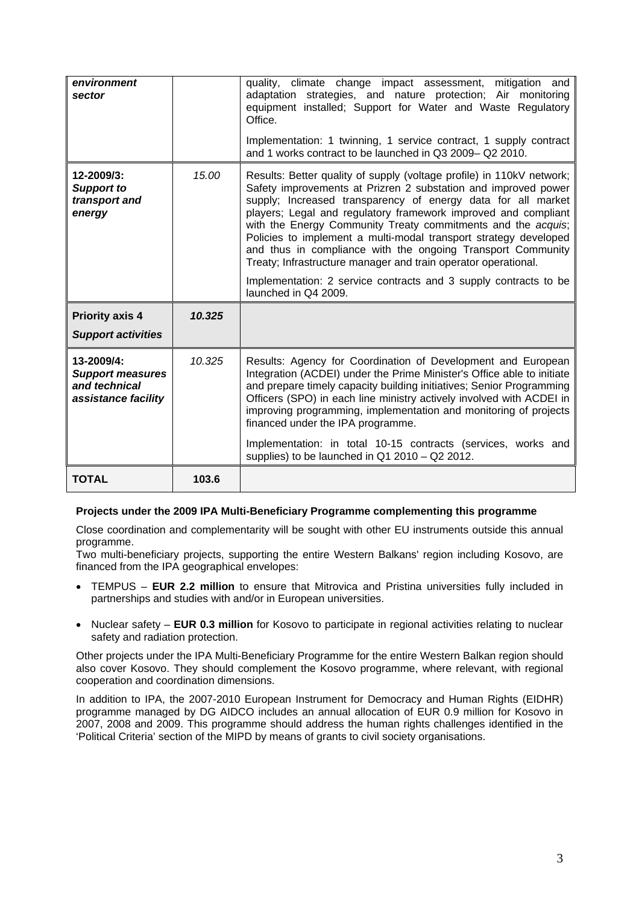| | | |
|---|---|---|
| ***environment sector*** | | quality, climate change impact assessment, mitigation and adaptation strategies, and nature protection; Air monitoring equipment installed; Support for Water and Waste Regulatory Office.<br><br>Implementation: 1 twinning, 1 service contract, 1 supply contract and 1 works contract to be launched in Q3 2009– Q2 2010. |
| **12-2009/3:** ***Support to transport and energy*** | *15.00* | Results: Better quality of supply (voltage profile) in 110kV network; Safety improvements at Prizren 2 substation and improved power supply; Increased transparency of energy data for all market players; Legal and regulatory framework improved and compliant with the Energy Community Treaty commitments and the *acquis*; Policies to implement a multi-modal transport strategy developed and thus in compliance with the ongoing Transport Community Treaty; Infrastructure manager and train operator operational.<br><br>Implementation: 2 service contracts and 3 supply contracts to be launched in Q4 2009. |
| **Priority axis 4** ***Support activities*** | ***10.325*** | |
| **13-2009/4:** ***Support measures and technical assistance facility*** | *10.325* | Results: Agency for Coordination of Development and European Integration (ACDEI) under the Prime Minister's Office able to initiate and prepare timely capacity building initiatives; Senior Programming Officers (SPO) in each line ministry actively involved with ACDEI in improving programming, implementation and monitoring of projects financed under the IPA programme.<br><br>Implementation: in total 10-15 contracts (services, works and supplies) to be launched in Q1 2010 – Q2 2012. |
| **TOTAL** | **103.6** | |

**Projects under the 2009 IPA Multi-Beneficiary Programme complementing this programme**

Close coordination and complementarity will be sought with other EU instruments outside this annual programme.
Two multi-beneficiary projects, supporting the entire Western Balkans' region including Kosovo, are financed from the IPA geographical envelopes:

- TEMPUS – **EUR 2.2 million** to ensure that Mitrovica and Pristina universities fully included in partnerships and studies with and/or in European universities.

- Nuclear safety – **EUR 0.3 million** for Kosovo to participate in regional activities relating to nuclear safety and radiation protection.

Other projects under the IPA Multi-Beneficiary Programme for the entire Western Balkan region should also cover Kosovo. They should complement the Kosovo programme, where relevant, with regional cooperation and coordination dimensions.

In addition to IPA, the 2007-2010 European Instrument for Democracy and Human Rights (EIDHR) programme managed by DG AIDCO includes an annual allocation of EUR 0.9 million for Kosovo in 2007, 2008 and 2009. This programme should address the human rights challenges identified in the 'Political Criteria' section of the MIPD by means of grants to civil society organisations.